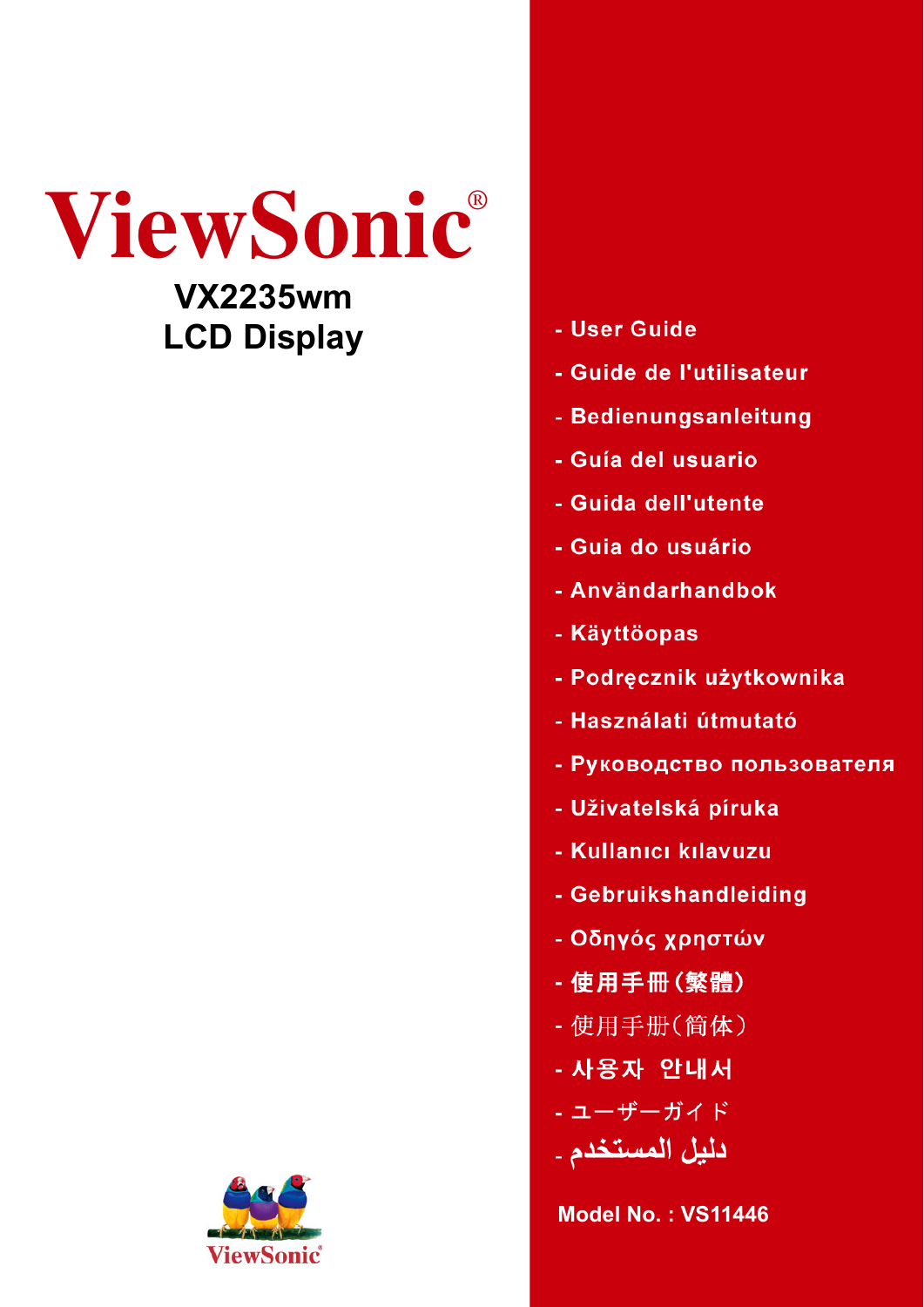# ViewSonic®

## VX2235wm
## LCD Display

- User Guide
- Guide de l'utilisateur
- Bedienungsanleitung
- Guía del usuario
- Guida dell'utente
- Guia do usuário
- Användarhandbok
- Käyttöopas
- Podręcznik użytkownika
- Használati útmutató
- Руководство пользователя
- Uživatelská píruka
- Kullanıcı kılavuzu
- Gebruikshandleiding
- Οδηγός χρηστών
- 使用手冊(繁體)
- 使用手册(简体)
- 사용자 안내서
- ユーザーガイド
- دليل المستخدم

Model No. : VS11446

ViewSonic®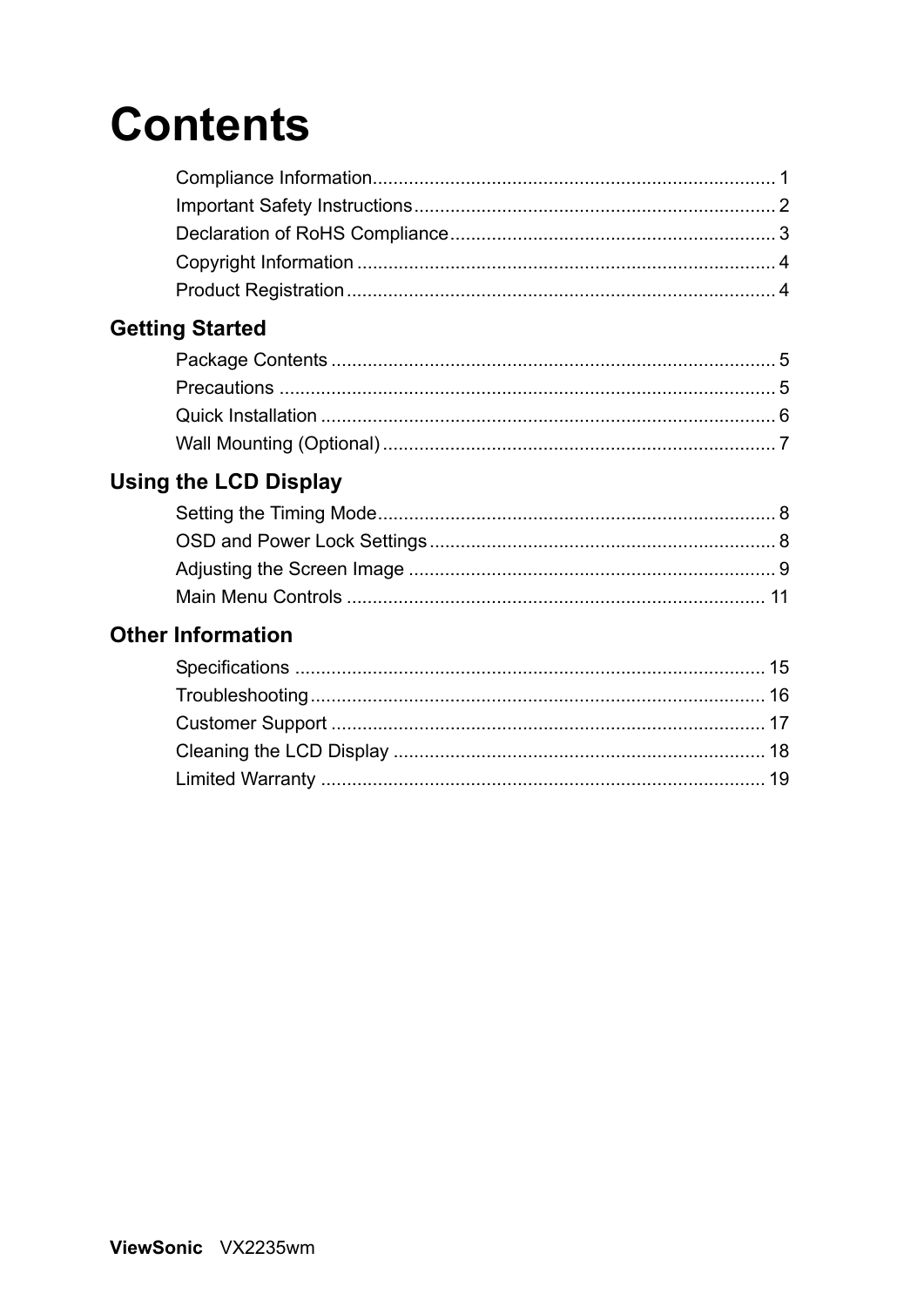# Contents

Compliance Information............................................................................ 1
Important Safety Instructions..................................................................... 2
Declaration of RoHS Compliance.............................................................. 3
Copyright Information ................................................................................ 4
Product Registration .................................................................................. 4

## Getting Started

Package Contents ..................................................................................... 5
Precautions ............................................................................................... 5
Quick Installation ....................................................................................... 6
Wall Mounting (Optional) ........................................................................... 7

## Using the LCD Display

Setting the Timing Mode............................................................................ 8
OSD and Power Lock Settings .................................................................. 8
Adjusting the Screen Image ...................................................................... 9
Main Menu Controls ................................................................................ 11

## Other Information

Specifications .......................................................................................... 15
Troubleshooting....................................................................................... 16
Customer Support ................................................................................... 17
Cleaning the LCD Display ....................................................................... 18
Limited Warranty ..................................................................................... 19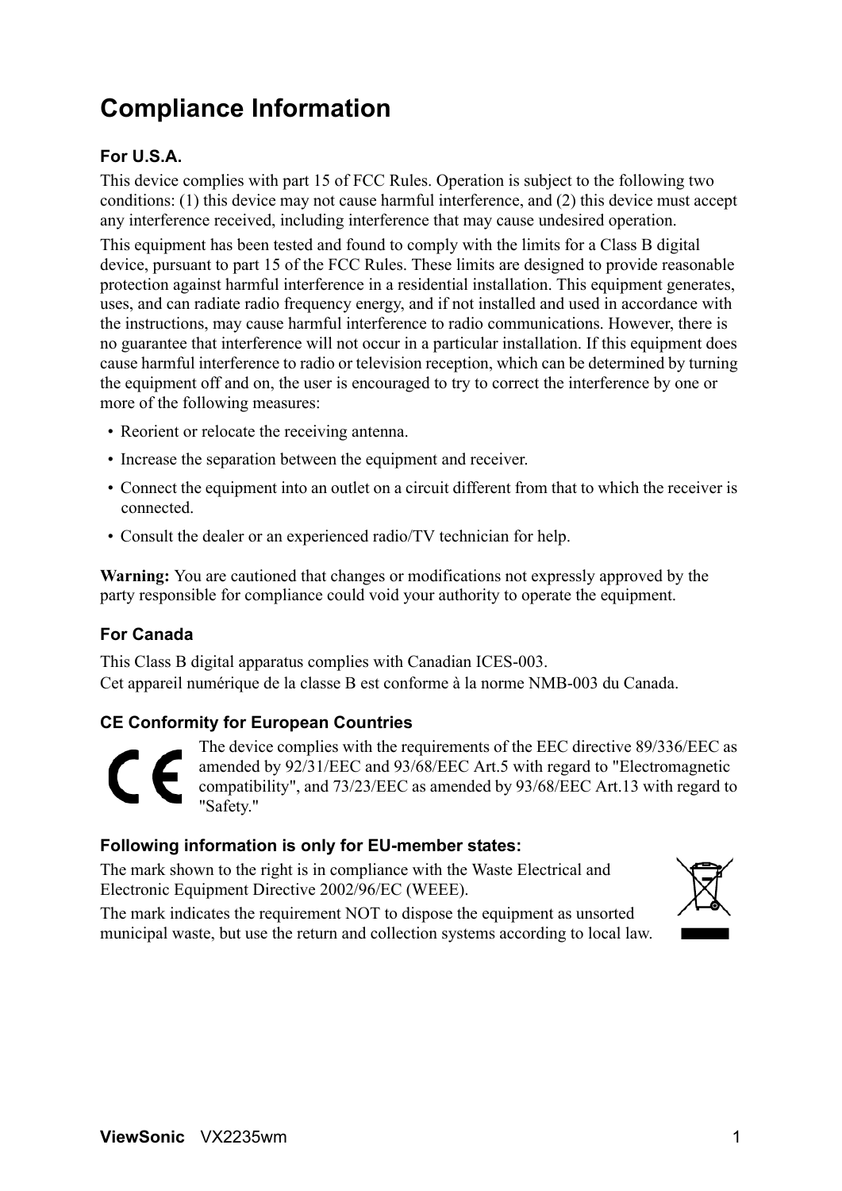# Compliance Information

### For U.S.A.

This device complies with part 15 of FCC Rules. Operation is subject to the following two conditions: (1) this device may not cause harmful interference, and (2) this device must accept any interference received, including interference that may cause undesired operation.

This equipment has been tested and found to comply with the limits for a Class B digital device, pursuant to part 15 of the FCC Rules. These limits are designed to provide reasonable protection against harmful interference in a residential installation. This equipment generates, uses, and can radiate radio frequency energy, and if not installed and used in accordance with the instructions, may cause harmful interference to radio communications. However, there is no guarantee that interference will not occur in a particular installation. If this equipment does cause harmful interference to radio or television reception, which can be determined by turning the equipment off and on, the user is encouraged to try to correct the interference by one or more of the following measures:

- Reorient or relocate the receiving antenna.
- Increase the separation between the equipment and receiver.
- Connect the equipment into an outlet on a circuit different from that to which the receiver is connected.
- Consult the dealer or an experienced radio/TV technician for help.

**Warning:** You are cautioned that changes or modifications not expressly approved by the party responsible for compliance could void your authority to operate the equipment.

### For Canada

This Class B digital apparatus complies with Canadian ICES-003.
Cet appareil numérique de la classe B est conforme à la norme NMB-003 du Canada.

### CE Conformity for European Countries

The device complies with the requirements of the EEC directive 89/336/EEC as amended by 92/31/EEC and 93/68/EEC Art.5 with regard to "Electromagnetic compatibility", and 73/23/EEC as amended by 93/68/EEC Art.13 with regard to "Safety."

### Following information is only for EU-member states:

The mark shown to the right is in compliance with the Waste Electrical and Electronic Equipment Directive 2002/96/EC (WEEE).

The mark indicates the requirement NOT to dispose the equipment as unsorted municipal waste, but use the return and collection systems according to local law.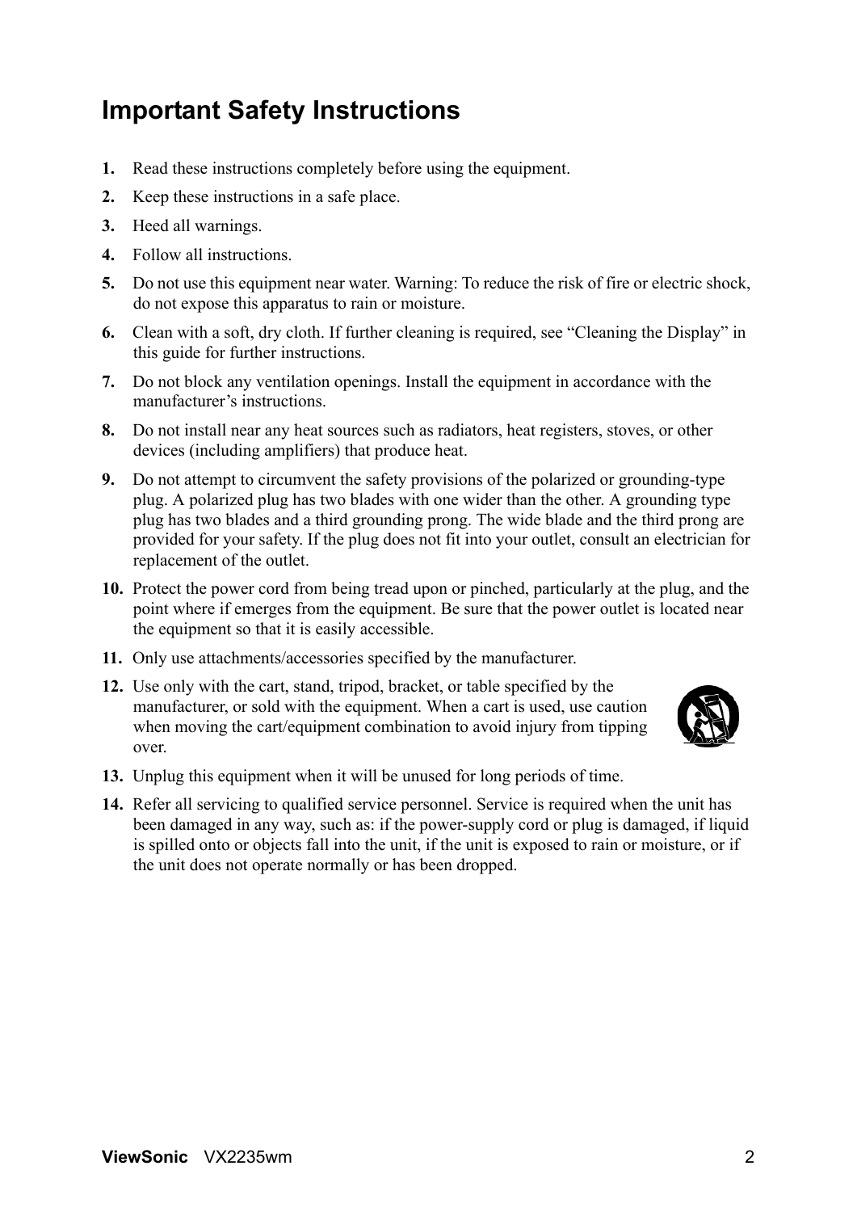# Important Safety Instructions

1. Read these instructions completely before using the equipment.
2. Keep these instructions in a safe place.
3. Heed all warnings.
4. Follow all instructions.
5. Do not use this equipment near water. Warning: To reduce the risk of fire or electric shock, do not expose this apparatus to rain or moisture.
6. Clean with a soft, dry cloth. If further cleaning is required, see "Cleaning the Display" in this guide for further instructions.
7. Do not block any ventilation openings. Install the equipment in accordance with the manufacturer's instructions.
8. Do not install near any heat sources such as radiators, heat registers, stoves, or other devices (including amplifiers) that produce heat.
9. Do not attempt to circumvent the safety provisions of the polarized or grounding-type plug. A polarized plug has two blades with one wider than the other. A grounding type plug has two blades and a third grounding prong. The wide blade and the third prong are provided for your safety. If the plug does not fit into your outlet, consult an electrician for replacement of the outlet.
10. Protect the power cord from being tread upon or pinched, particularly at the plug, and the point where if emerges from the equipment. Be sure that the power outlet is located near the equipment so that it is easily accessible.
11. Only use attachments/accessories specified by the manufacturer.
12. Use only with the cart, stand, tripod, bracket, or table specified by the manufacturer, or sold with the equipment. When a cart is used, use caution when moving the cart/equipment combination to avoid injury from tipping over.
13. Unplug this equipment when it will be unused for long periods of time.
14. Refer all servicing to qualified service personnel. Service is required when the unit has been damaged in any way, such as: if the power-supply cord or plug is damaged, if liquid is spilled onto or objects fall into the unit, if the unit is exposed to rain or moisture, or if the unit does not operate normally or has been dropped.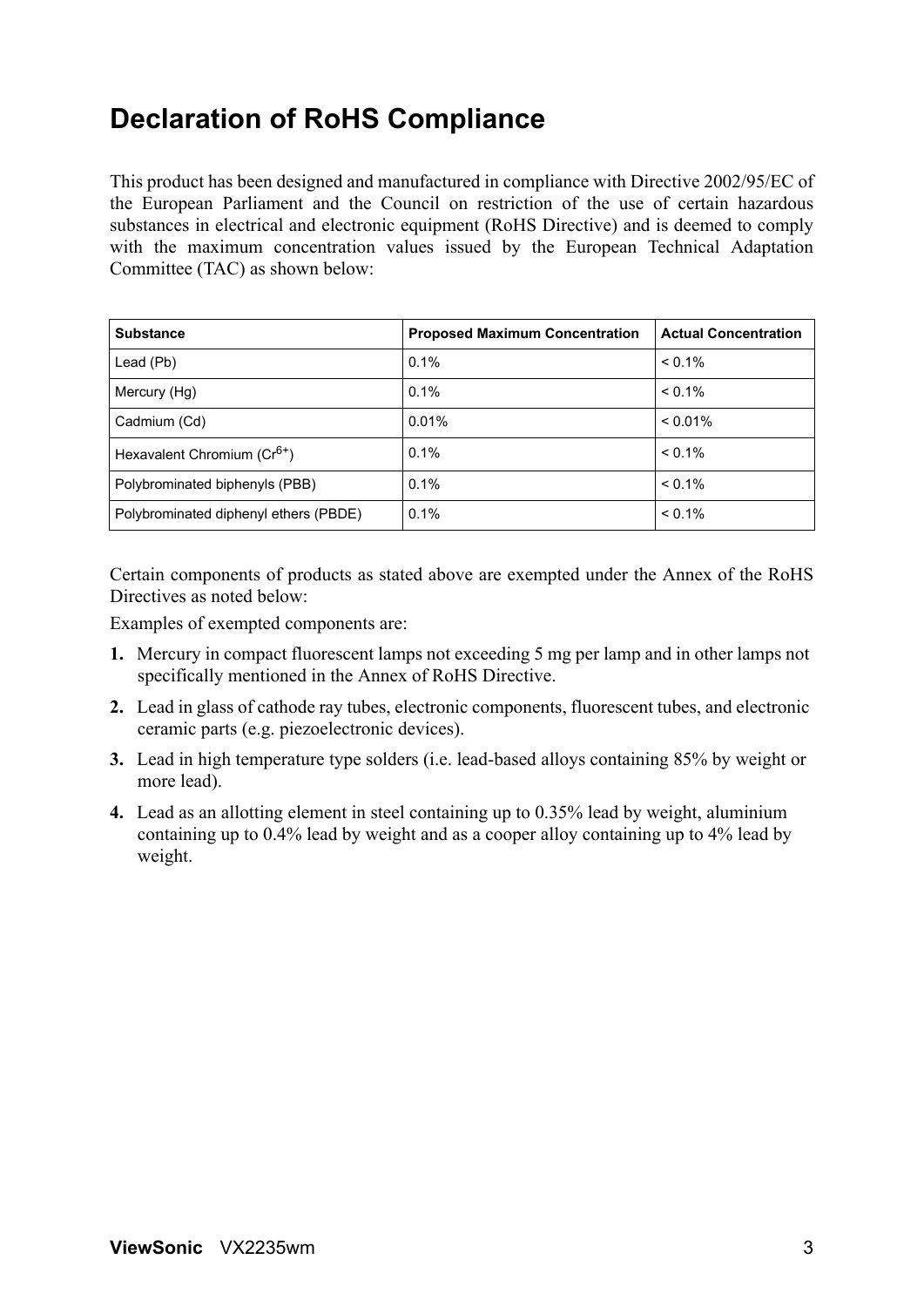# Declaration of RoHS Compliance

This product has been designed and manufactured in compliance with Directive 2002/95/EC of the European Parliament and the Council on restriction of the use of certain hazardous substances in electrical and electronic equipment (RoHS Directive) and is deemed to comply with the maximum concentration values issued by the European Technical Adaptation Committee (TAC) as shown below:

| Substance | Proposed Maximum Concentration | Actual Concentration |
|---|---|---|
| Lead (Pb) | 0.1% | < 0.1% |
| Mercury (Hg) | 0.1% | < 0.1% |
| Cadmium (Cd) | 0.01% | < 0.01% |
| Hexavalent Chromium ($Cr^{6+}$) | 0.1% | < 0.1% |
| Polybrominated biphenyls (PBB) | 0.1% | < 0.1% |
| Polybrominated diphenyl ethers (PBDE) | 0.1% | < 0.1% |

Certain components of products as stated above are exempted under the Annex of the RoHS Directives as noted below:

Examples of exempted components are:

1. Mercury in compact fluorescent lamps not exceeding 5 mg per lamp and in other lamps not specifically mentioned in the Annex of RoHS Directive.
2. Lead in glass of cathode ray tubes, electronic components, fluorescent tubes, and electronic ceramic parts (e.g. piezoelectronic devices).
3. Lead in high temperature type solders (i.e. lead-based alloys containing 85% by weight or more lead).
4. Lead as an allotting element in steel containing up to 0.35% lead by weight, aluminium containing up to 0.4% lead by weight and as a cooper alloy containing up to 4% lead by weight.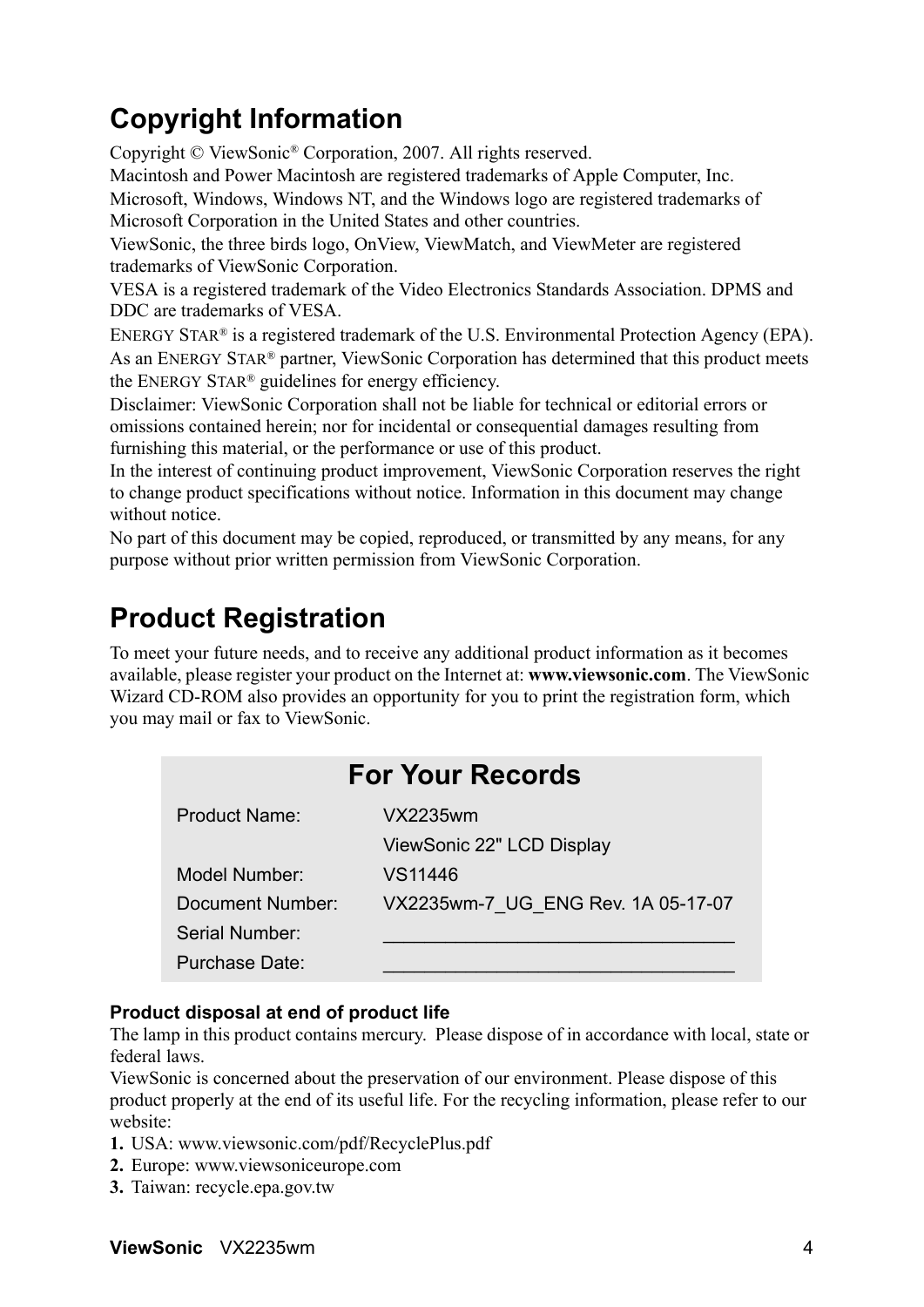## Copyright Information

Copyright © ViewSonic® Corporation, 2007. All rights reserved.
Macintosh and Power Macintosh are registered trademarks of Apple Computer, Inc.
Microsoft, Windows, Windows NT, and the Windows logo are registered trademarks of Microsoft Corporation in the United States and other countries.
ViewSonic, the three birds logo, OnView, ViewMatch, and ViewMeter are registered trademarks of ViewSonic Corporation.
VESA is a registered trademark of the Video Electronics Standards Association. DPMS and DDC are trademarks of VESA.
ENERGY STAR® is a registered trademark of the U.S. Environmental Protection Agency (EPA).
As an ENERGY STAR® partner, ViewSonic Corporation has determined that this product meets the ENERGY STAR® guidelines for energy efficiency.
Disclaimer: ViewSonic Corporation shall not be liable for technical or editorial errors or omissions contained herein; nor for incidental or consequential damages resulting from furnishing this material, or the performance or use of this product.
In the interest of continuing product improvement, ViewSonic Corporation reserves the right to change product specifications without notice. Information in this document may change without notice.
No part of this document may be copied, reproduced, or transmitted by any means, for any purpose without prior written permission from ViewSonic Corporation.

## Product Registration

To meet your future needs, and to receive any additional product information as it becomes available, please register your product on the Internet at: **www.viewsonic.com**. The ViewSonic Wizard CD-ROM also provides an opportunity for you to print the registration form, which you may mail or fax to ViewSonic.

| For Your Records | |
|---|---|
| Product Name: | VX2235wm<br>ViewSonic 22" LCD Display |
| Model Number: | VS11446 |
| Document Number: | VX2235wm-7_UG_ENG Rev. 1A 05-17-07 |
| Serial Number: | ________________________________ |
| Purchase Date: | ________________________________ |

**Product disposal at end of product life**

The lamp in this product contains mercury. Please dispose of in accordance with local, state or federal laws.
ViewSonic is concerned about the preservation of our environment. Please dispose of this product properly at the end of its useful life. For the recycling information, please refer to our website:

1. USA: www.viewsonic.com/pdf/RecyclePlus.pdf
2. Europe: www.viewsoniceurope.com
3. Taiwan: recycle.epa.gov.tw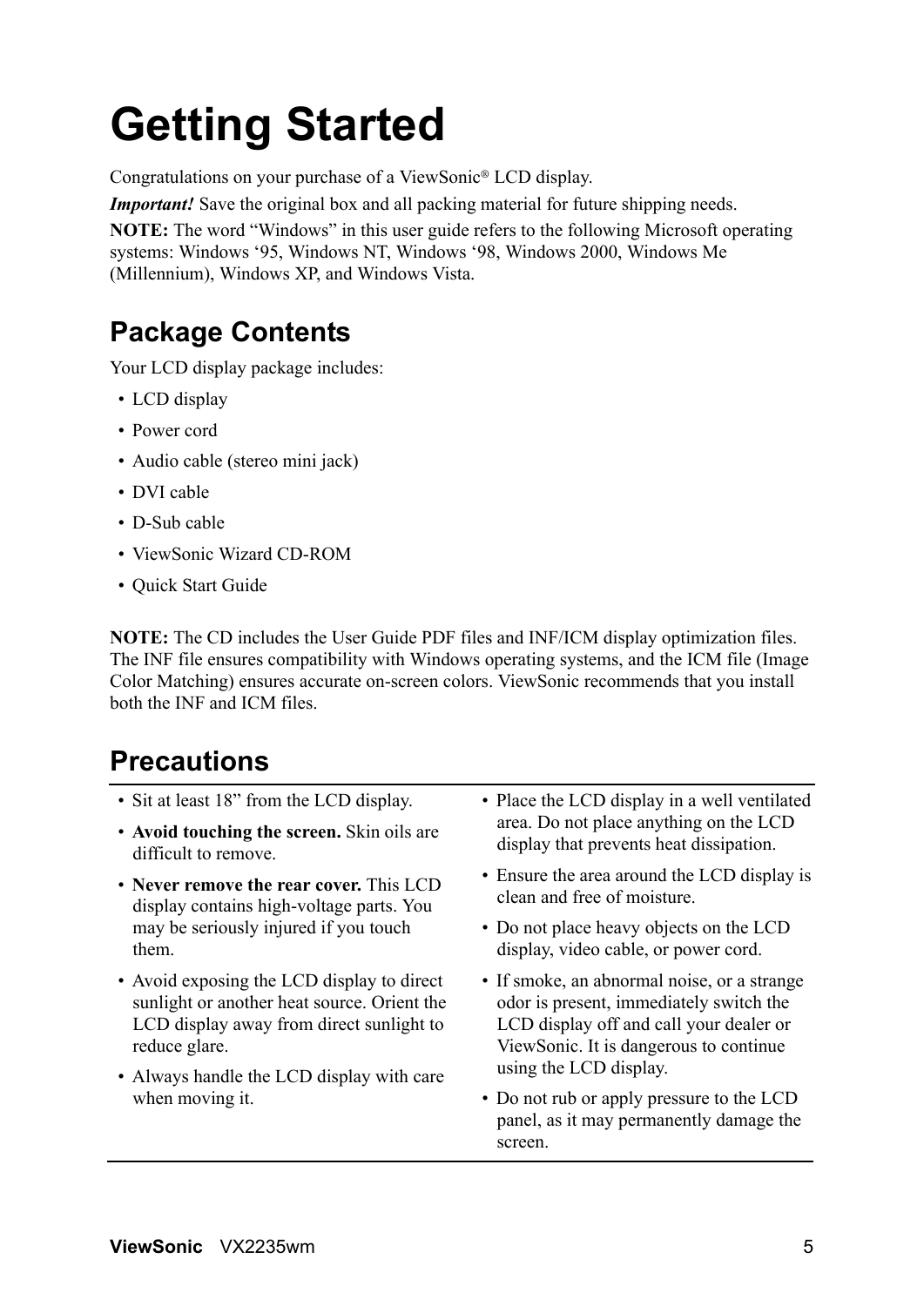# Getting Started

Congratulations on your purchase of a ViewSonic® LCD display.

***Important!*** Save the original box and all packing material for future shipping needs.

**NOTE:** The word "Windows" in this user guide refers to the following Microsoft operating systems: Windows '95, Windows NT, Windows '98, Windows 2000, Windows Me (Millennium), Windows XP, and Windows Vista.

## Package Contents

Your LCD display package includes:

- LCD display
- Power cord
- Audio cable (stereo mini jack)
- DVI cable
- D-Sub cable
- ViewSonic Wizard CD-ROM
- Quick Start Guide

**NOTE:** The CD includes the User Guide PDF files and INF/ICM display optimization files. The INF file ensures compatibility with Windows operating systems, and the ICM file (Image Color Matching) ensures accurate on-screen colors. ViewSonic recommends that you install both the INF and ICM files.

## Precautions

- Sit at least 18" from the LCD display.
- **Avoid touching the screen.** Skin oils are difficult to remove.
- **Never remove the rear cover.** This LCD display contains high-voltage parts. You may be seriously injured if you touch them.
- Avoid exposing the LCD display to direct sunlight or another heat source. Orient the LCD display away from direct sunlight to reduce glare.
- Always handle the LCD display with care when moving it.
- Place the LCD display in a well ventilated area. Do not place anything on the LCD display that prevents heat dissipation.
- Ensure the area around the LCD display is clean and free of moisture.
- Do not place heavy objects on the LCD display, video cable, or power cord.
- If smoke, an abnormal noise, or a strange odor is present, immediately switch the LCD display off and call your dealer or ViewSonic. It is dangerous to continue using the LCD display.
- Do not rub or apply pressure to the LCD panel, as it may permanently damage the screen.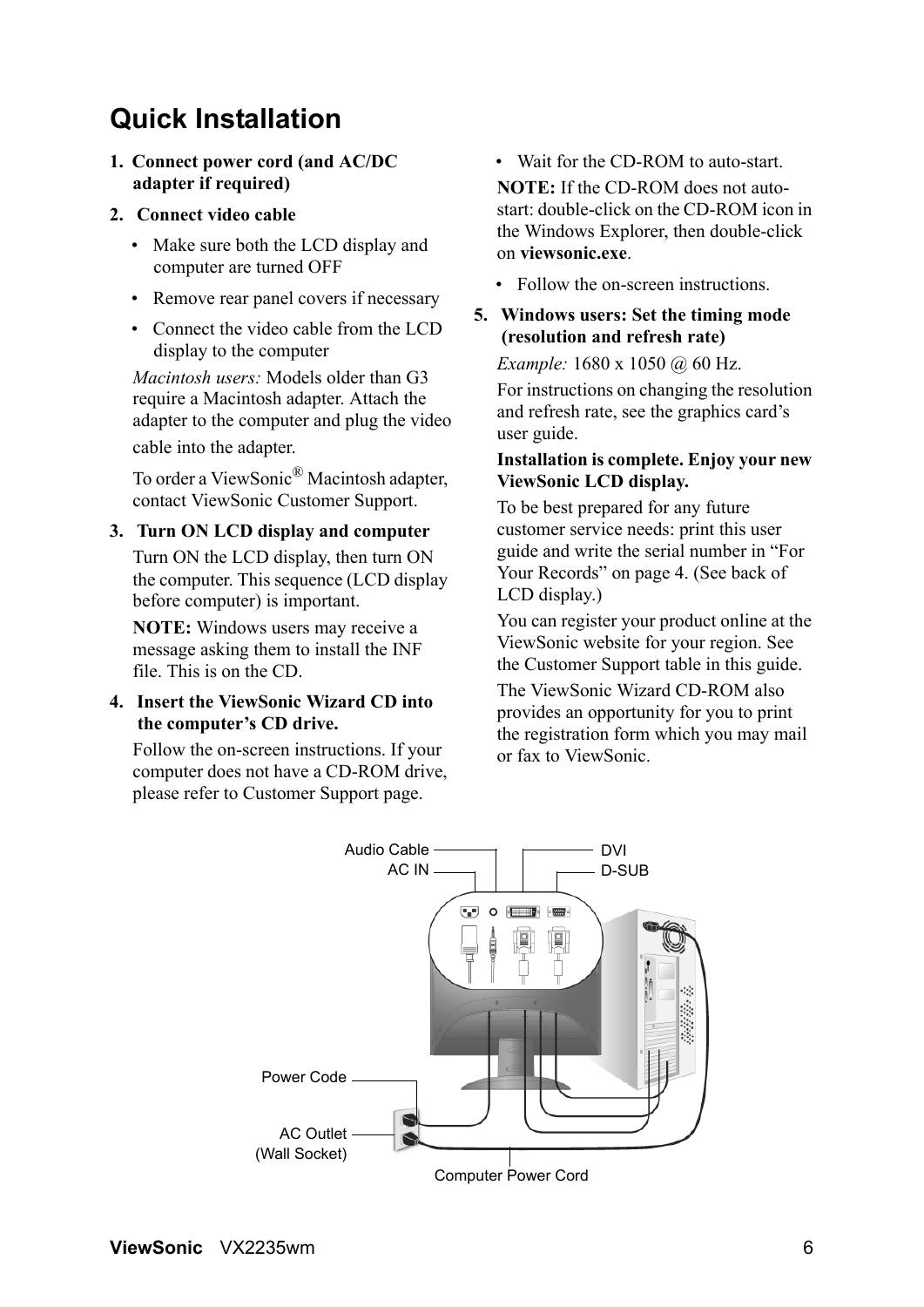# Quick Installation

1. **Connect power cord (and AC/DC adapter if required)**

2. **Connect video cable**

   - Make sure both the LCD display and computer are turned OFF
   - Remove rear panel covers if necessary
   - Connect the video cable from the LCD display to the computer

   *Macintosh users:* Models older than G3 require a Macintosh adapter. Attach the adapter to the computer and plug the video cable into the adapter.

   To order a ViewSonic® Macintosh adapter, contact ViewSonic Customer Support.

3. **Turn ON LCD display and computer**

   Turn ON the LCD display, then turn ON the computer. This sequence (LCD display before computer) is important.

   **NOTE:** Windows users may receive a message asking them to install the INF file. This is on the CD.

4. **Insert the ViewSonic Wizard CD into the computer's CD drive.**

   Follow the on-screen instructions. If your computer does not have a CD-ROM drive, please refer to Customer Support page.

   - Wait for the CD-ROM to auto-start.

   **NOTE:** If the CD-ROM does not auto-start: double-click on the CD-ROM icon in the Windows Explorer, then double-click on **viewsonic.exe**.

   - Follow the on-screen instructions.

5. **Windows users: Set the timing mode (resolution and refresh rate)**

   *Example:* 1680 x 1050 @ 60 Hz.

   For instructions on changing the resolution and refresh rate, see the graphics card's user guide.

**Installation is complete. Enjoy your new ViewSonic LCD display.**

To be best prepared for any future customer service needs: print this user guide and write the serial number in "For Your Records" on page 4. (See back of LCD display.)

You can register your product online at the ViewSonic website for your region. See the Customer Support table in this guide.

The ViewSonic Wizard CD-ROM also provides an opportunity for you to print the registration form which you may mail or fax to ViewSonic.

Audio Cable
AC IN
DVI
D-SUB
Power Code
AC Outlet (Wall Socket)
Computer Power Cord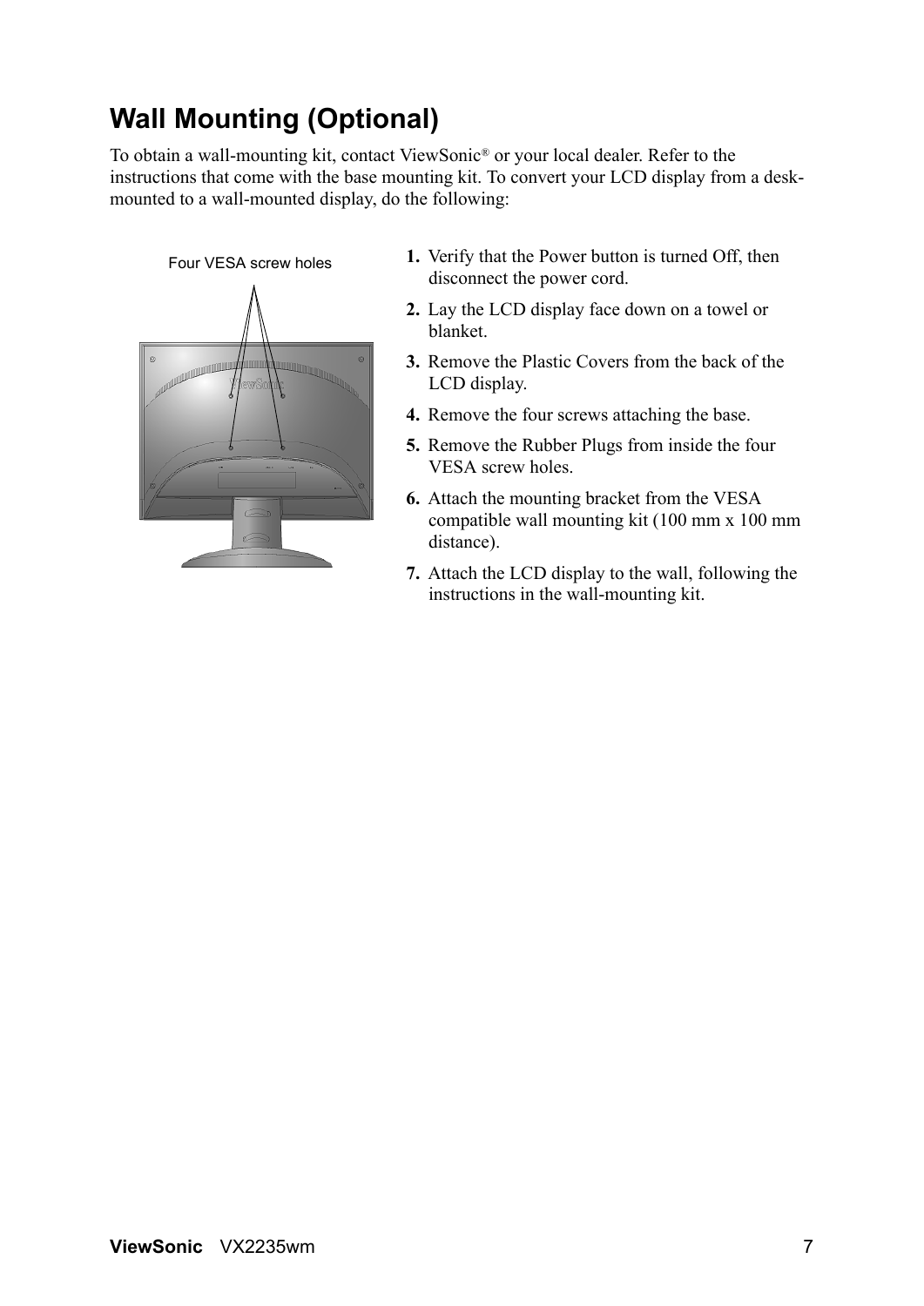## Wall Mounting (Optional)

To obtain a wall-mounting kit, contact ViewSonic® or your local dealer. Refer to the instructions that come with the base mounting kit. To convert your LCD display from a desk-mounted to a wall-mounted display, do the following:

Four VESA screw holes

1. Verify that the Power button is turned Off, then disconnect the power cord.
2. Lay the LCD display face down on a towel or blanket.
3. Remove the Plastic Covers from the back of the LCD display.
4. Remove the four screws attaching the base.
5. Remove the Rubber Plugs from inside the four VESA screw holes.
6. Attach the mounting bracket from the VESA compatible wall mounting kit (100 mm x 100 mm distance).
7. Attach the LCD display to the wall, following the instructions in the wall-mounting kit.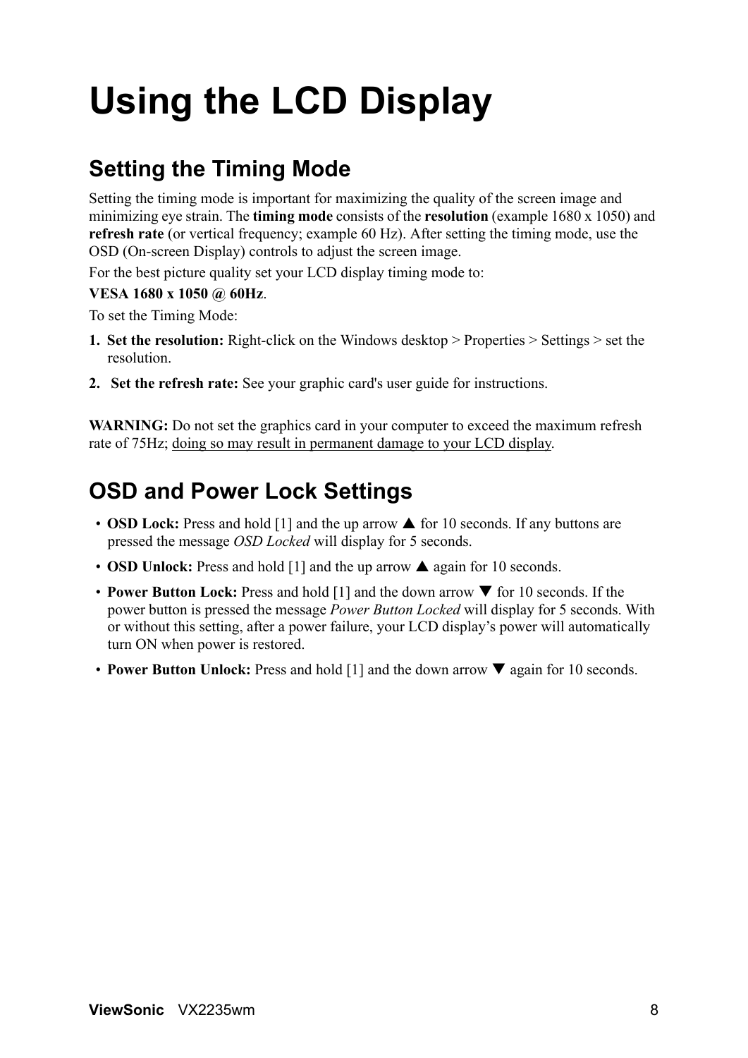# Using the LCD Display

## Setting the Timing Mode

Setting the timing mode is important for maximizing the quality of the screen image and minimizing eye strain. The **timing mode** consists of the **resolution** (example 1680 x 1050) and **refresh rate** (or vertical frequency; example 60 Hz). After setting the timing mode, use the OSD (On-screen Display) controls to adjust the screen image.

For the best picture quality set your LCD display timing mode to:

**VESA 1680 x 1050 @ 60Hz**.

To set the Timing Mode:

1. **Set the resolution:** Right-click on the Windows desktop > Properties > Settings > set the resolution.
2. **Set the refresh rate:** See your graphic card's user guide for instructions.

**WARNING:** Do not set the graphics card in your computer to exceed the maximum refresh rate of 75Hz; doing so may result in permanent damage to your LCD display.

## OSD and Power Lock Settings

- **OSD Lock:** Press and hold [1] and the up arrow ▲ for 10 seconds. If any buttons are pressed the message *OSD Locked* will display for 5 seconds.
- **OSD Unlock:** Press and hold [1] and the up arrow ▲ again for 10 seconds.
- **Power Button Lock:** Press and hold [1] and the down arrow ▼ for 10 seconds. If the power button is pressed the message *Power Button Locked* will display for 5 seconds. With or without this setting, after a power failure, your LCD display's power will automatically turn ON when power is restored.
- **Power Button Unlock:** Press and hold [1] and the down arrow ▼ again for 10 seconds.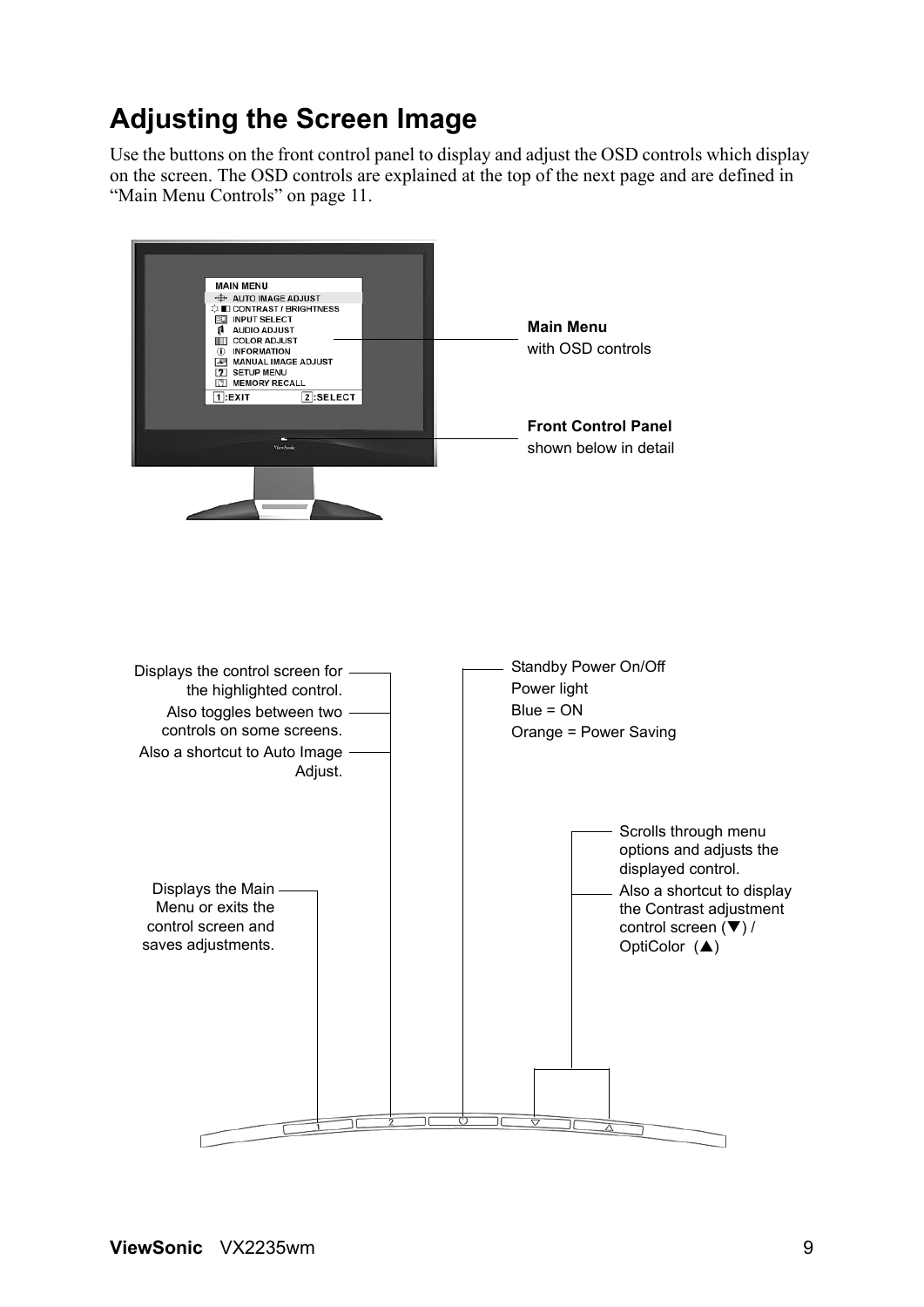# Adjusting the Screen Image

Use the buttons on the front control panel to display and adjust the OSD controls which display on the screen. The OSD controls are explained at the top of the next page and are defined in “Main Menu Controls” on page 11.

MAIN MENU
- AUTO IMAGE ADJUST
- CONTRAST / BRIGHTNESS
- INPUT SELECT
- AUDIO ADJUST
- COLOR ADJUST
- INFORMATION
- MANUAL IMAGE ADJUST
- SETUP MENU
- MEMORY RECALL

1:EXIT 2:SELECT

**Main Menu**
with OSD controls

**Front Control Panel**
shown below in detail

Displays the control screen for the highlighted control.
Also toggles between two controls on some screens.
Also a shortcut to Auto Image Adjust.

Standby Power On/Off
Power light
Blue = ON
Orange = Power Saving

Scrolls through menu options and adjusts the displayed control.
Also a shortcut to display the Contrast adjustment control screen (▼) / OptiColor (▲)

Displays the Main Menu or exits the control screen and saves adjustments.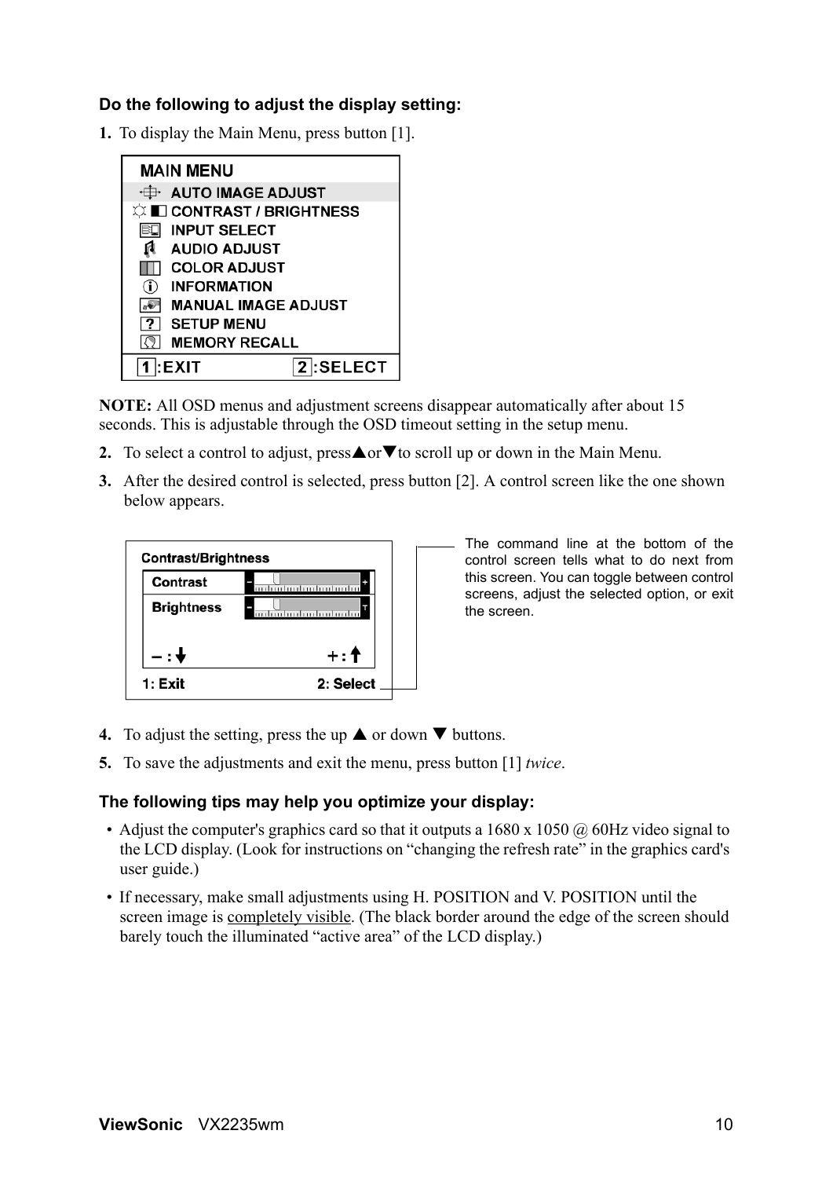### Do the following to adjust the display setting:

1. To display the Main Menu, press button [1].

MAIN MENU
- AUTO IMAGE ADJUST
- CONTRAST / BRIGHTNESS
- INPUT SELECT
- AUDIO ADJUST
- COLOR ADJUST
- INFORMATION
- MANUAL IMAGE ADJUST
- SETUP MENU
- MEMORY RECALL

1:EXIT 2:SELECT

**NOTE:** All OSD menus and adjustment screens disappear automatically after about 15 seconds. This is adjustable through the OSD timeout setting in the setup menu.

2. To select a control to adjust, press ▲or▼to scroll up or down in the Main Menu.
3. After the desired control is selected, press button [2]. A control screen like the one shown below appears.

Contrast/Brightness
- Contrast
- Brightness

– : ↓ + : ↑

1: Exit 2: Select

The command line at the bottom of the control screen tells what to do next from this screen. You can toggle between control screens, adjust the selected option, or exit the screen.

4. To adjust the setting, press the up ▲ or down ▼ buttons.
5. To save the adjustments and exit the menu, press button [1] *twice*.

### The following tips may help you optimize your display:

- Adjust the computer's graphics card so that it outputs a 1680 x 1050 @ 60Hz video signal to the LCD display. (Look for instructions on “changing the refresh rate” in the graphics card's user guide.)
- If necessary, make small adjustments using H. POSITION and V. POSITION until the screen image is completely visible. (The black border around the edge of the screen should barely touch the illuminated “active area” of the LCD display.)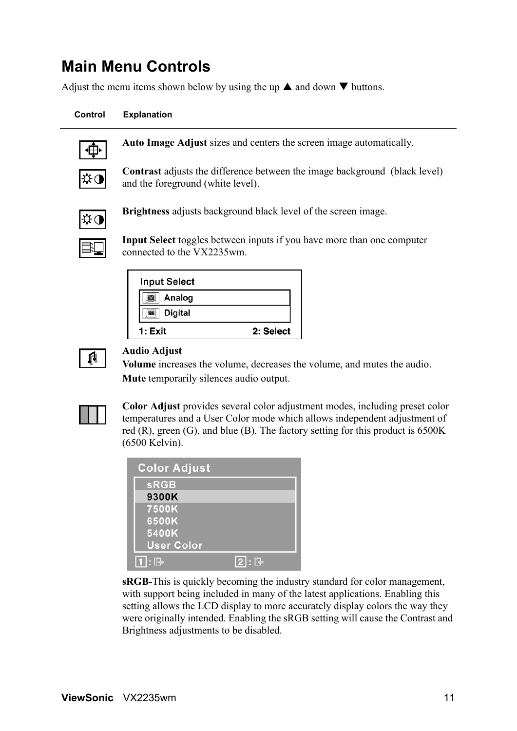## Main Menu Controls

Adjust the menu items shown below by using the up ▲ and down ▼ buttons.

| Control | Explanation |
|---|---|
| | **Auto Image Adjust** sizes and centers the screen image automatically. |
| | **Contrast** adjusts the difference between the image background (black level) and the foreground (white level). |
| | **Brightness** adjusts background black level of the screen image. |
| | **Input Select** toggles between inputs if you have more than one computer connected to the VX2235wm. |

Input Select
- Analog
- Digital

1: Exit    2: Select

**Audio Adjust**

**Volume** increases the volume, decreases the volume, and mutes the audio.

**Mute** temporarily silences audio output.

**Color Adjust** provides several color adjustment modes, including preset color temperatures and a User Color mode which allows independent adjustment of red (R), green (G), and blue (B). The factory setting for this product is 6500K (6500 Kelvin).

Color Adjust
- sRGB
- 9300K
- 7500K
- 6500K
- 5400K
- User Color

**sRGB-**This is quickly becoming the industry standard for color management, with support being included in many of the latest applications. Enabling this setting allows the LCD display to more accurately display colors the way they were originally intended. Enabling the sRGB setting will cause the Contrast and Brightness adjustments to be disabled.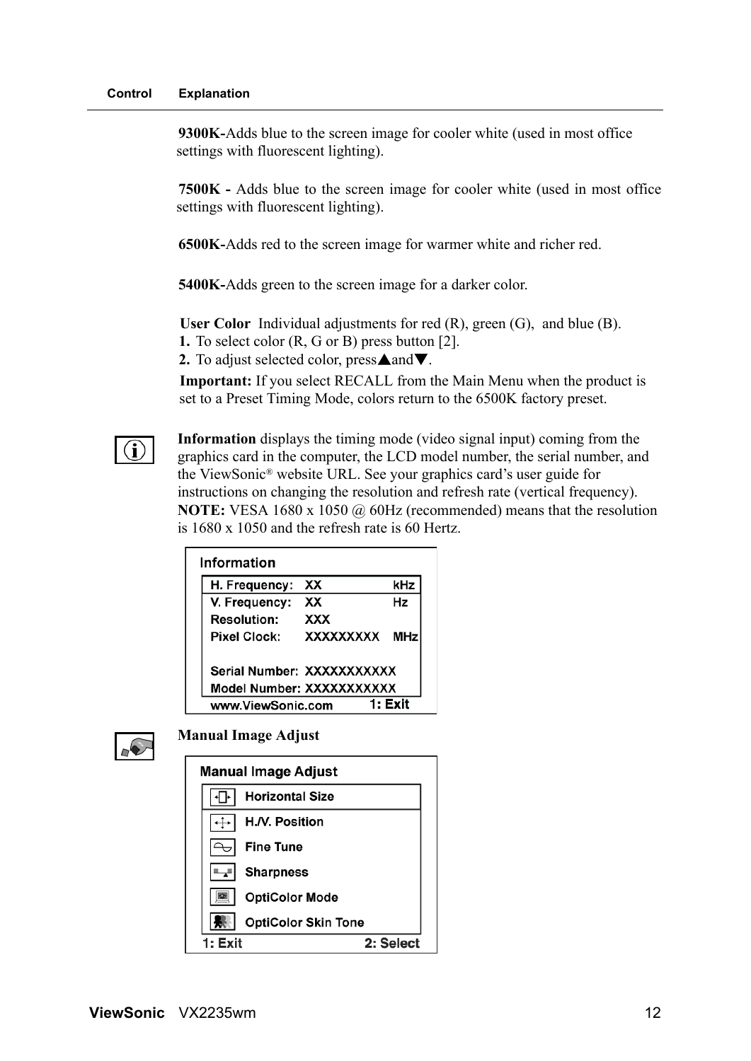| Control | Explanation |
|---|---|

**9300K-**Adds blue to the screen image for cooler white (used in most office settings with fluorescent lighting).

**7500K -** Adds blue to the screen image for cooler white (used in most office settings with fluorescent lighting).

**6500K-**Adds red to the screen image for warmer white and richer red.

**5400K-**Adds green to the screen image for a darker color.

**User Color** Individual adjustments for red (R), green (G), and blue (B).
**1.** To select color (R, G or B) press button [2].
**2.** To adjust selected color, press▲and▼.

**Important:** If you select RECALL from the Main Menu when the product is set to a Preset Timing Mode, colors return to the 6500K factory preset.

**Information** displays the timing mode (video signal input) coming from the graphics card in the computer, the LCD model number, the serial number, and the ViewSonic® website URL. See your graphics card's user guide for instructions on changing the resolution and refresh rate (vertical frequency).
**NOTE:** VESA 1680 x 1050 @ 60Hz (recommended) means that the resolution is 1680 x 1050 and the refresh rate is 60 Hertz.

**Information**

| | | |
|---|---|---|
| H. Frequency: | XX | kHz |
| V. Frequency: | XX | Hz |
| Resolution: | XXX | |
| Pixel Clock: | XXXXXXXXX | MHz |
| Serial Number: | XXXXXXXXXXX | |
| Model Number: | XXXXXXXXXXX | |

www.ViewSonic.com 1: Exit

**Manual Image Adjust**

**Manual Image Adjust**

- Horizontal Size
- H./V. Position
- Fine Tune
- Sharpness
- OptiColor Mode
- OptiColor Skin Tone

1: Exit 2: Select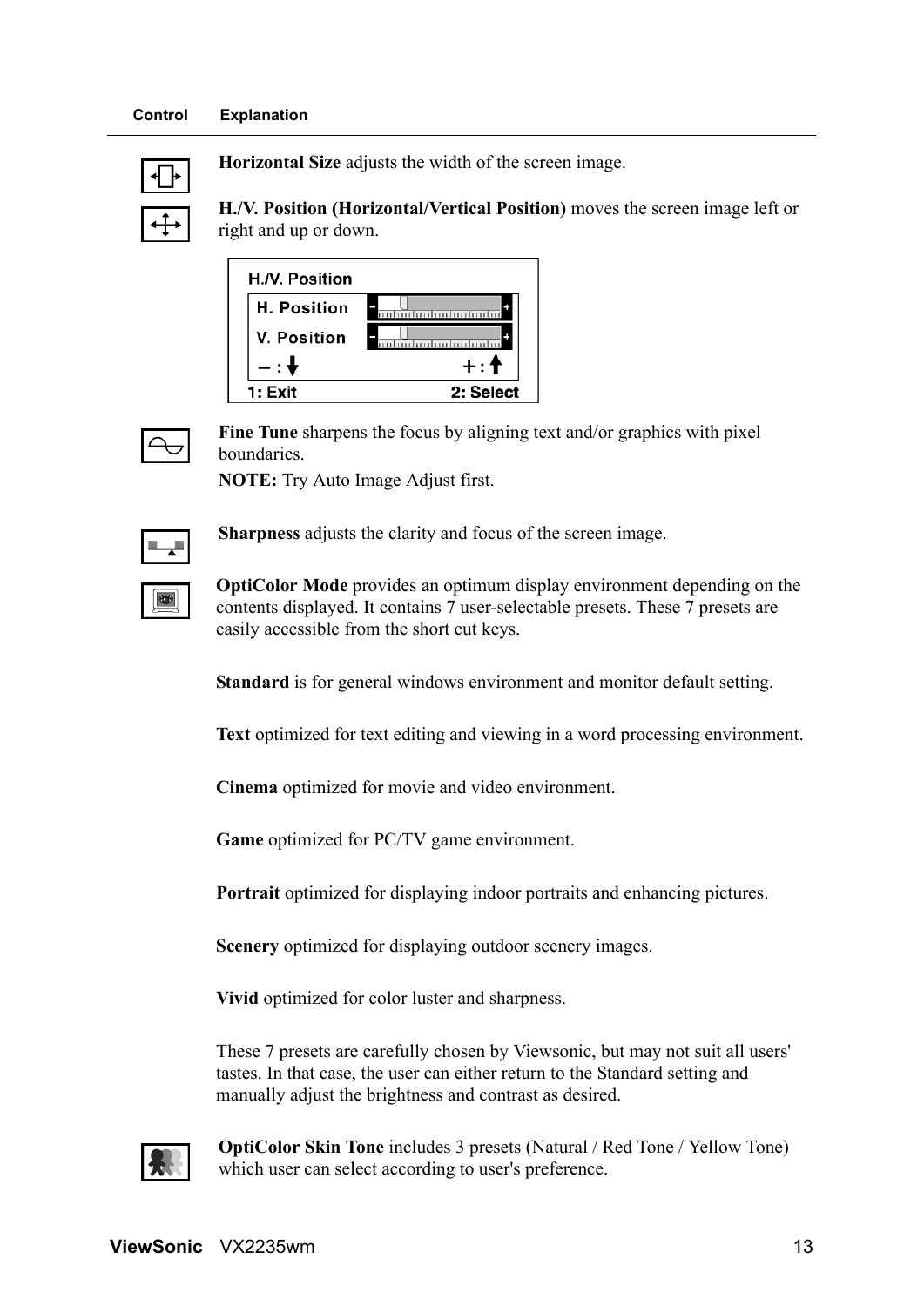| Control | Explanation |
|---|---|
| | **Horizontal Size** adjusts the width of the screen image. |
| | **H./V. Position (Horizontal/Vertical Position)** moves the screen image left or right and up or down. |

H./V. Position
H. Position
V. Position
– : ↓ + : ↑
1: Exit 2: Select

**Fine Tune** sharpens the focus by aligning text and/or graphics with pixel boundaries.

**NOTE:** Try Auto Image Adjust first.

**Sharpness** adjusts the clarity and focus of the screen image.

**OptiColor Mode** provides an optimum display environment depending on the contents displayed. It contains 7 user-selectable presets. These 7 presets are easily accessible from the short cut keys.

**Standard** is for general windows environment and monitor default setting.

**Text** optimized for text editing and viewing in a word processing environment.

**Cinema** optimized for movie and video environment.

**Game** optimized for PC/TV game environment.

**Portrait** optimized for displaying indoor portraits and enhancing pictures.

**Scenery** optimized for displaying outdoor scenery images.

**Vivid** optimized for color luster and sharpness.

These 7 presets are carefully chosen by Viewsonic, but may not suit all users' tastes. In that case, the user can either return to the Standard setting and manually adjust the brightness and contrast as desired.

**OptiColor Skin Tone** includes 3 presets (Natural / Red Tone / Yellow Tone) which user can select according to user's preference.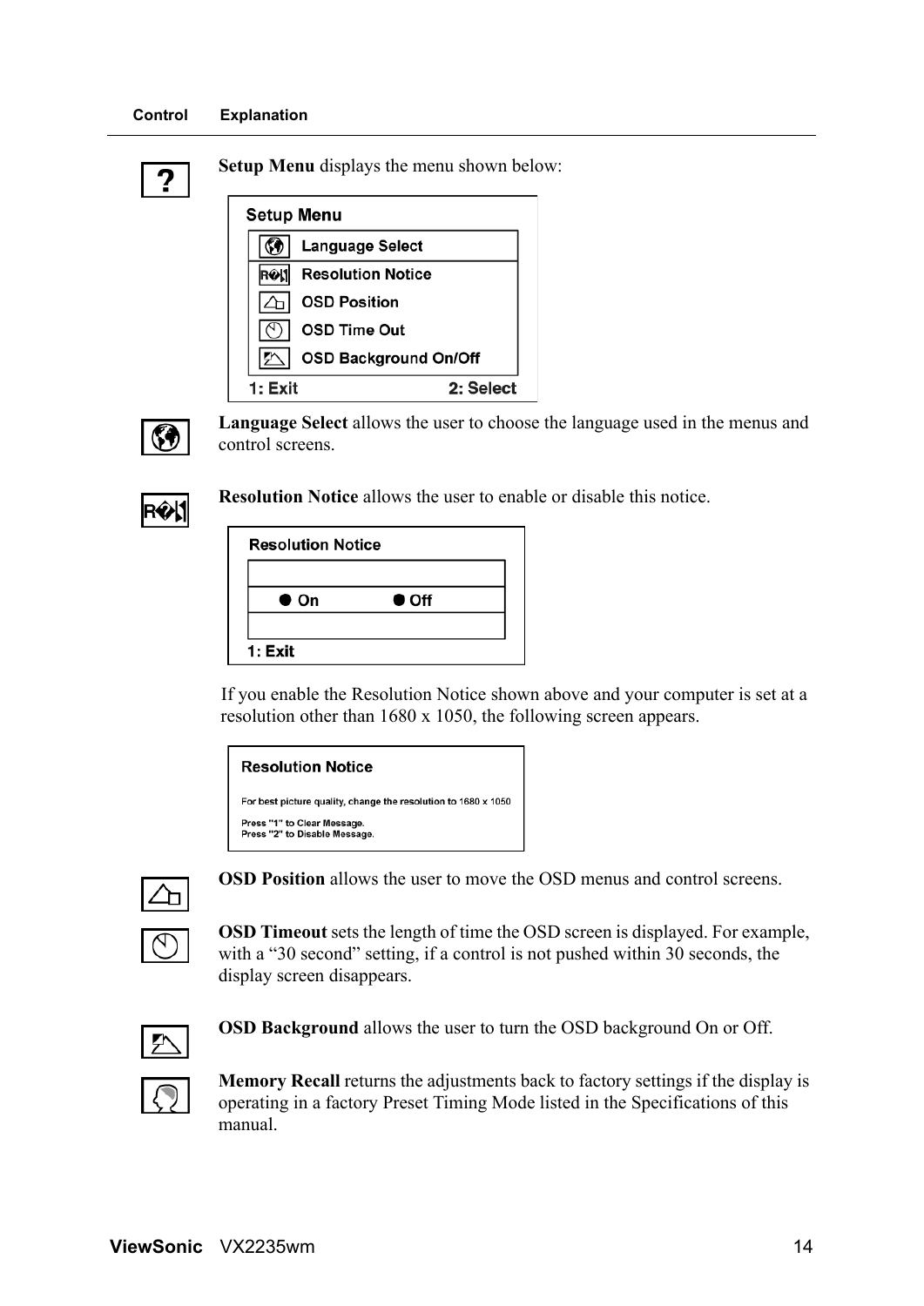| Control | Explanation |
|---|---|
| ? | **Setup Menu** displays the menu shown below:<br><br>**Setup Menu**<br>Language Select<br>Resolution Notice<br>OSD Position<br>OSD Time Out<br>OSD Background On/Off<br>1: Exit    2: Select |
|  | **Language Select** allows the user to choose the language used in the menus and control screens. |
|  | **Resolution Notice** allows the user to enable or disable this notice.<br><br>**Resolution Notice**<br>● On    ● Off<br>1: Exit<br><br>If you enable the Resolution Notice shown above and your computer is set at a resolution other than 1680 x 1050, the following screen appears.<br><br>**Resolution Notice**<br>For best picture quality, change the resolution to 1680 x 1050<br>Press "1" to Clear Message.<br>Press "2" to Disable Message. |
|  | **OSD Position** allows the user to move the OSD menus and control screens. |
|  | **OSD Timeout** sets the length of time the OSD screen is displayed. For example, with a "30 second" setting, if a control is not pushed within 30 seconds, the display screen disappears. |
|  | **OSD Background** allows the user to turn the OSD background On or Off. |
|  | **Memory Recall** returns the adjustments back to factory settings if the display is operating in a factory Preset Timing Mode listed in the Specifications of this manual. |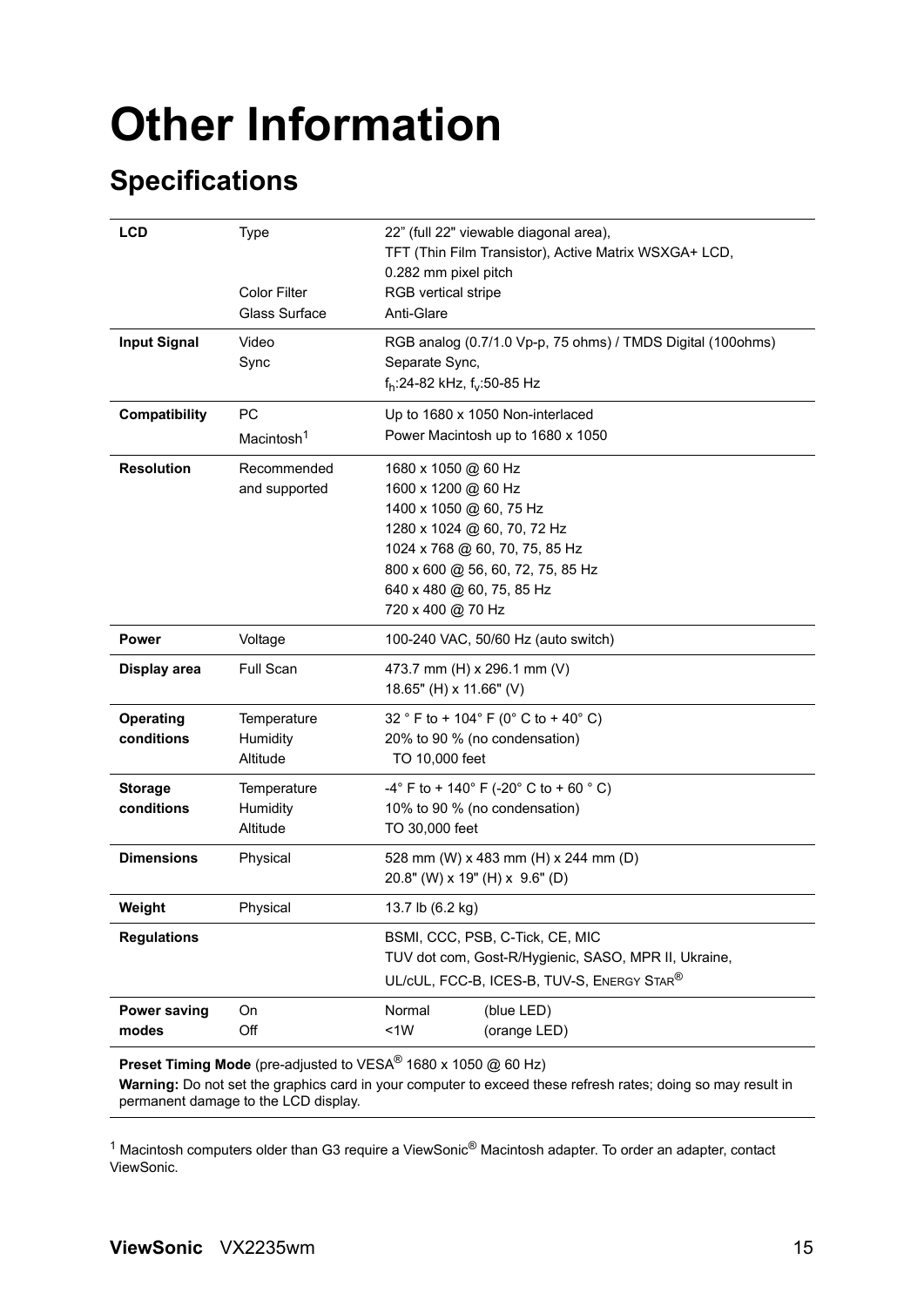# Other Information

## Specifications

| | | |
|---|---|---|
| **LCD** | Type<br><br><br>Color Filter<br>Glass Surface | 22" (full 22" viewable diagonal area),<br>TFT (Thin Film Transistor), Active Matrix WSXGA+ LCD,<br>0.282 mm pixel pitch<br>RGB vertical stripe<br>Anti-Glare |
| **Input Signal** | Video<br>Sync | RGB analog (0.7/1.0 Vp-p, 75 ohms) / TMDS Digital (100ohms)<br>Separate Sync,<br>$f_h$:24-82 kHz, $f_v$:50-85 Hz |
| **Compatibility** | PC<br>Macintosh[1] | Up to 1680 x 1050 Non-interlaced<br>Power Macintosh up to 1680 x 1050 |
| **Resolution** | Recommended and supported | 1680 x 1050 @ 60 Hz<br>1600 x 1200 @ 60 Hz<br>1400 x 1050 @ 60, 75 Hz<br>1280 x 1024 @ 60, 70, 72 Hz<br>1024 x 768 @ 60, 70, 75, 85 Hz<br>800 x 600 @ 56, 60, 72, 75, 85 Hz<br>640 x 480 @ 60, 75, 85 Hz<br>720 x 400 @ 70 Hz |
| **Power** | Voltage | 100-240 VAC, 50/60 Hz (auto switch) |
| **Display area** | Full Scan | 473.7 mm (H) x 296.1 mm (V)<br>18.65" (H) x 11.66" (V) |
| **Operating conditions** | Temperature<br>Humidity<br>Altitude | 32 ° F to + 104° F (0° C to + 40° C)<br>20% to 90 % (no condensation)<br>TO 10,000 feet |
| **Storage conditions** | Temperature<br>Humidity<br>Altitude | -4° F to + 140° F (-20° C to + 60 ° C)<br>10% to 90 % (no condensation)<br>TO 30,000 feet |
| **Dimensions** | Physical | 528 mm (W) x 483 mm (H) x 244 mm (D)<br>20.8" (W) x 19" (H) x 9.6" (D) |
| **Weight** | Physical | 13.7 lb (6.2 kg) |
| **Regulations** | | BSMI, CCC, PSB, C-Tick, CE, MIC<br>TUV dot com, Gost-R/Hygienic, SASO, MPR II, Ukraine,<br>UL/cUL, FCC-B, ICES-B, TUV-S, ENERGY STAR® |
| **Power saving modes** | On<br>Off | Normal (blue LED)<br><1W (orange LED) |

**Preset Timing Mode** (pre-adjusted to VESA® 1680 x 1050 @ 60 Hz)

**Warning:** Do not set the graphics card in your computer to exceed these refresh rates; doing so may result in permanent damage to the LCD display.

[1] Macintosh computers older than G3 require a ViewSonic® Macintosh adapter. To order an adapter, contact ViewSonic.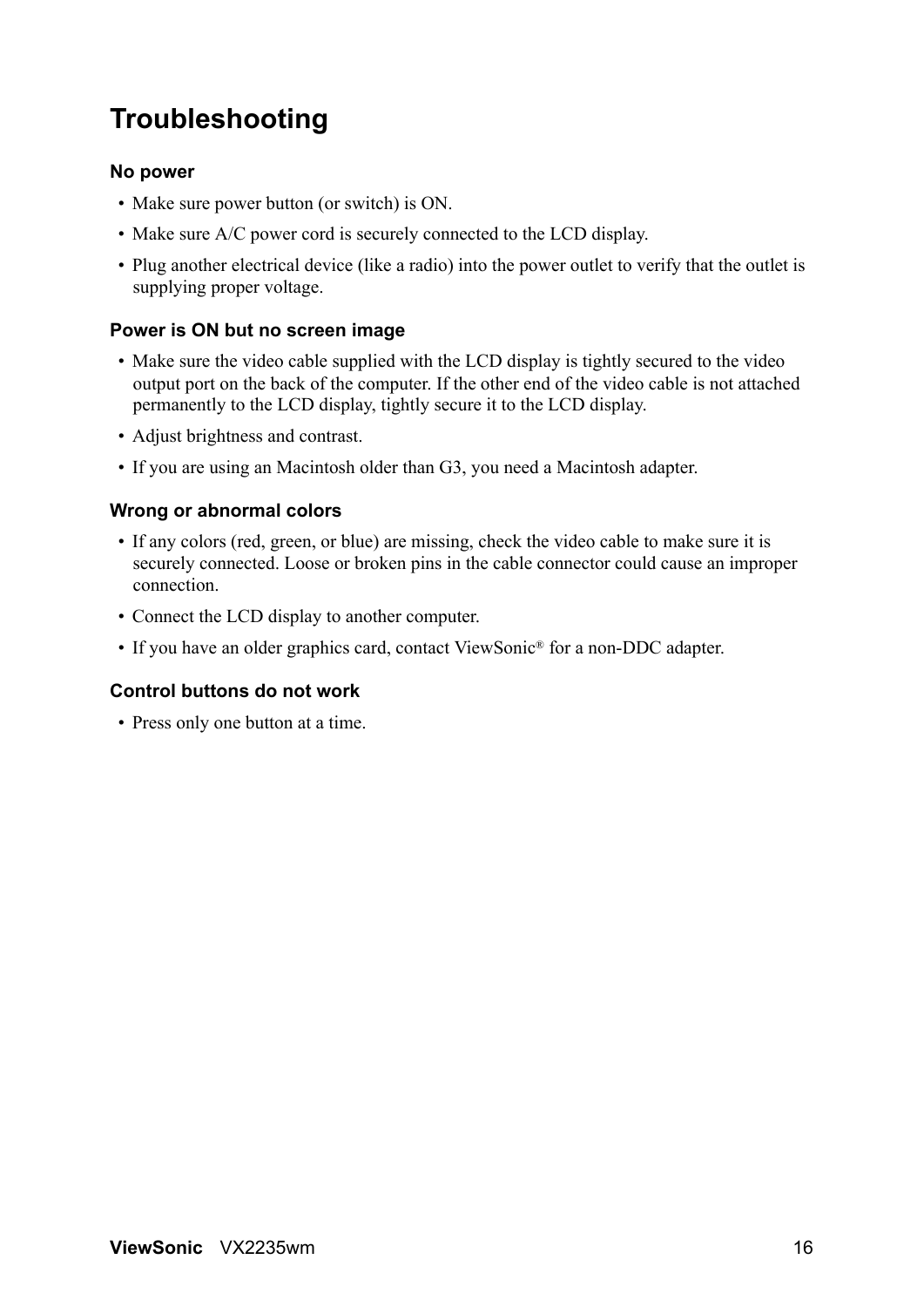# Troubleshooting

### No power

- Make sure power button (or switch) is ON.
- Make sure A/C power cord is securely connected to the LCD display.
- Plug another electrical device (like a radio) into the power outlet to verify that the outlet is supplying proper voltage.

### Power is ON but no screen image

- Make sure the video cable supplied with the LCD display is tightly secured to the video output port on the back of the computer. If the other end of the video cable is not attached permanently to the LCD display, tightly secure it to the LCD display.
- Adjust brightness and contrast.
- If you are using an Macintosh older than G3, you need a Macintosh adapter.

### Wrong or abnormal colors

- If any colors (red, green, or blue) are missing, check the video cable to make sure it is securely connected. Loose or broken pins in the cable connector could cause an improper connection.
- Connect the LCD display to another computer.
- If you have an older graphics card, contact ViewSonic® for a non-DDC adapter.

### Control buttons do not work

- Press only one button at a time.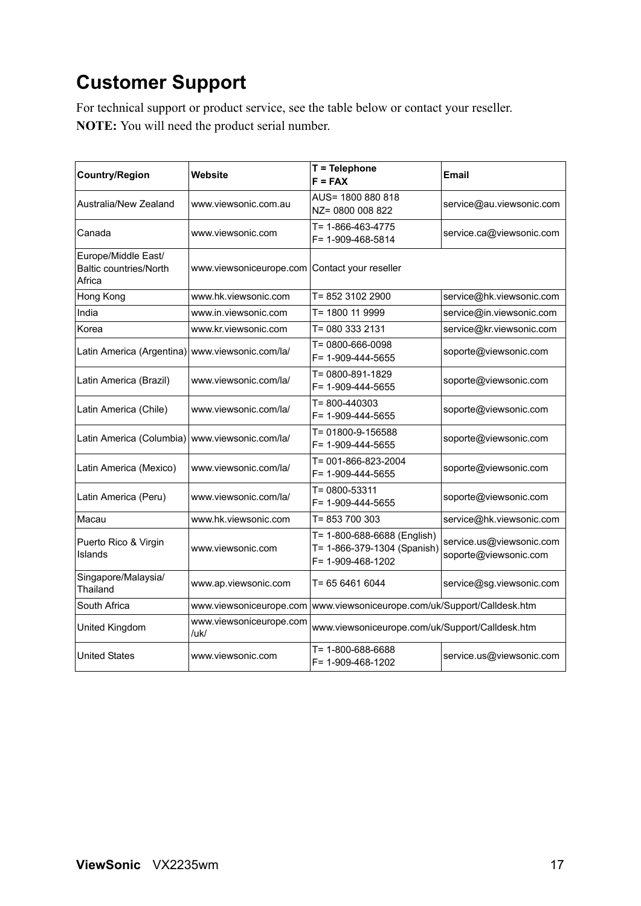# Customer Support

For technical support or product service, see the table below or contact your reseller.

**NOTE:** You will need the product serial number.

| Country/Region | Website | T = Telephone<br>F = FAX | Email |
|---|---|---|---|
| Australia/New Zealand | www.viewsonic.com.au | AUS= 1800 880 818<br>NZ= 0800 008 822 | service@au.viewsonic.com |
| Canada | www.viewsonic.com | T= 1-866-463-4775<br>F= 1-909-468-5814 | service.ca@viewsonic.com |
| Europe/Middle East/ Baltic countries/North Africa | www.viewsoniceurope.com | Contact your reseller | |
| Hong Kong | www.hk.viewsonic.com | T= 852 3102 2900 | service@hk.viewsonic.com |
| India | www.in.viewsonic.com | T= 1800 11 9999 | service@in.viewsonic.com |
| Korea | www.kr.viewsonic.com | T= 080 333 2131 | service@kr.viewsonic.com |
| Latin America (Argentina) | www.viewsonic.com/la/ | T= 0800-666-0098<br>F= 1-909-444-5655 | soporte@viewsonic.com |
| Latin America (Brazil) | www.viewsonic.com/la/ | T= 0800-891-1829<br>F= 1-909-444-5655 | soporte@viewsonic.com |
| Latin America (Chile) | www.viewsonic.com/la/ | T= 800-440303<br>F= 1-909-444-5655 | soporte@viewsonic.com |
| Latin America (Columbia) | www.viewsonic.com/la/ | T= 01800-9-156588<br>F= 1-909-444-5655 | soporte@viewsonic.com |
| Latin America (Mexico) | www.viewsonic.com/la/ | T= 001-866-823-2004<br>F= 1-909-444-5655 | soporte@viewsonic.com |
| Latin America (Peru) | www.viewsonic.com/la/ | T= 0800-53311<br>F= 1-909-444-5655 | soporte@viewsonic.com |
| Macau | www.hk.viewsonic.com | T= 853 700 303 | service@hk.viewsonic.com |
| Puerto Rico & Virgin Islands | www.viewsonic.com | T= 1-800-688-6688 (English)<br>T= 1-866-379-1304 (Spanish)<br>F= 1-909-468-1202 | service.us@viewsonic.com<br>soporte@viewsonic.com |
| Singapore/Malaysia/ Thailand | www.ap.viewsonic.com | T= 65 6461 6044 | service@sg.viewsonic.com |
| South Africa | www.viewsoniceurope.com | www.viewsoniceurope.com/uk/Support/Calldesk.htm | |
| United Kingdom | www.viewsoniceurope.com/uk/ | www.viewsoniceurope.com/uk/Support/Calldesk.htm | |
| United States | www.viewsonic.com | T= 1-800-688-6688<br>F= 1-909-468-1202 | service.us@viewsonic.com |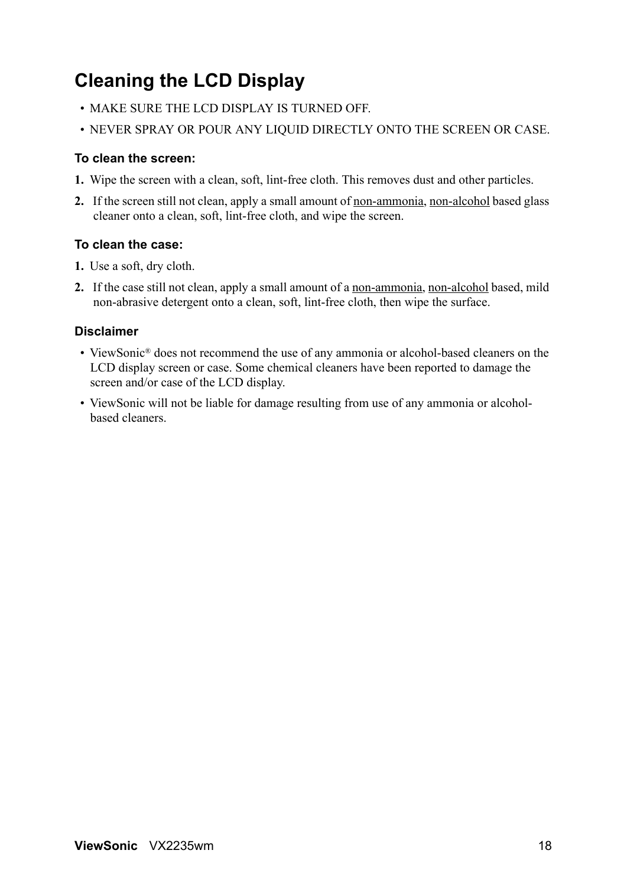## Cleaning the LCD Display

- MAKE SURE THE LCD DISPLAY IS TURNED OFF.
- NEVER SPRAY OR POUR ANY LIQUID DIRECTLY ONTO THE SCREEN OR CASE.

### To clean the screen:

1. Wipe the screen with a clean, soft, lint-free cloth. This removes dust and other particles.
2. If the screen still not clean, apply a small amount of <u>non-ammonia</u>, <u>non-alcohol</u> based glass cleaner onto a clean, soft, lint-free cloth, and wipe the screen.

### To clean the case:

1. Use a soft, dry cloth.
2. If the case still not clean, apply a small amount of a <u>non-ammonia</u>, <u>non-alcohol</u> based, mild non-abrasive detergent onto a clean, soft, lint-free cloth, then wipe the surface.

### Disclaimer

- ViewSonic® does not recommend the use of any ammonia or alcohol-based cleaners on the LCD display screen or case. Some chemical cleaners have been reported to damage the screen and/or case of the LCD display.
- ViewSonic will not be liable for damage resulting from use of any ammonia or alcohol-based cleaners.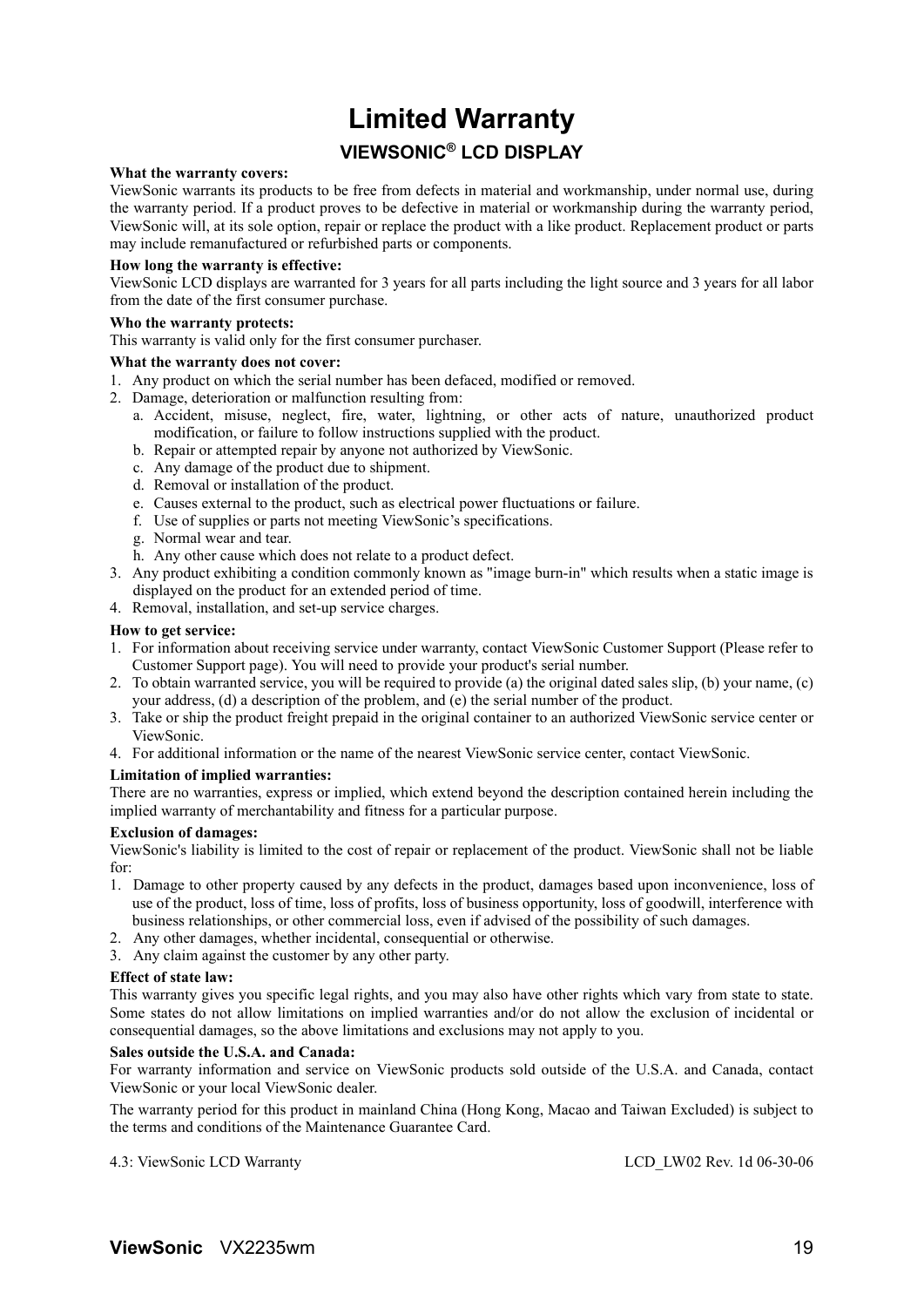# Limited Warranty

## VIEWSONIC® LCD DISPLAY

**What the warranty covers:**

ViewSonic warrants its products to be free from defects in material and workmanship, under normal use, during the warranty period. If a product proves to be defective in material or workmanship during the warranty period, ViewSonic will, at its sole option, repair or replace the product with a like product. Replacement product or parts may include remanufactured or refurbished parts or components.

**How long the warranty is effective:**

ViewSonic LCD displays are warranted for 3 years for all parts including the light source and 3 years for all labor from the date of the first consumer purchase.

**Who the warranty protects:**

This warranty is valid only for the first consumer purchaser.

**What the warranty does not cover:**

1. Any product on which the serial number has been defaced, modified or removed.
2. Damage, deterioration or malfunction resulting from:
   a. Accident, misuse, neglect, fire, water, lightning, or other acts of nature, unauthorized product modification, or failure to follow instructions supplied with the product.
   b. Repair or attempted repair by anyone not authorized by ViewSonic.
   c. Any damage of the product due to shipment.
   d. Removal or installation of the product.
   e. Causes external to the product, such as electrical power fluctuations or failure.
   f. Use of supplies or parts not meeting ViewSonic's specifications.
   g. Normal wear and tear.
   h. Any other cause which does not relate to a product defect.
3. Any product exhibiting a condition commonly known as "image burn-in" which results when a static image is displayed on the product for an extended period of time.
4. Removal, installation, and set-up service charges.

**How to get service:**

1. For information about receiving service under warranty, contact ViewSonic Customer Support (Please refer to Customer Support page). You will need to provide your product's serial number.
2. To obtain warranted service, you will be required to provide (a) the original dated sales slip, (b) your name, (c) your address, (d) a description of the problem, and (e) the serial number of the product.
3. Take or ship the product freight prepaid in the original container to an authorized ViewSonic service center or ViewSonic.
4. For additional information or the name of the nearest ViewSonic service center, contact ViewSonic.

**Limitation of implied warranties:**

There are no warranties, express or implied, which extend beyond the description contained herein including the implied warranty of merchantability and fitness for a particular purpose.

**Exclusion of damages:**

ViewSonic's liability is limited to the cost of repair or replacement of the product. ViewSonic shall not be liable for:

1. Damage to other property caused by any defects in the product, damages based upon inconvenience, loss of use of the product, loss of time, loss of profits, loss of business opportunity, loss of goodwill, interference with business relationships, or other commercial loss, even if advised of the possibility of such damages.
2. Any other damages, whether incidental, consequential or otherwise.
3. Any claim against the customer by any other party.

**Effect of state law:**

This warranty gives you specific legal rights, and you may also have other rights which vary from state to state. Some states do not allow limitations on implied warranties and/or do not allow the exclusion of incidental or consequential damages, so the above limitations and exclusions may not apply to you.

**Sales outside the U.S.A. and Canada:**

For warranty information and service on ViewSonic products sold outside of the U.S.A. and Canada, contact ViewSonic or your local ViewSonic dealer.

The warranty period for this product in mainland China (Hong Kong, Macao and Taiwan Excluded) is subject to the terms and conditions of the Maintenance Guarantee Card.

4.3: ViewSonic LCD Warranty LCD_LW02 Rev. 1d 06-30-06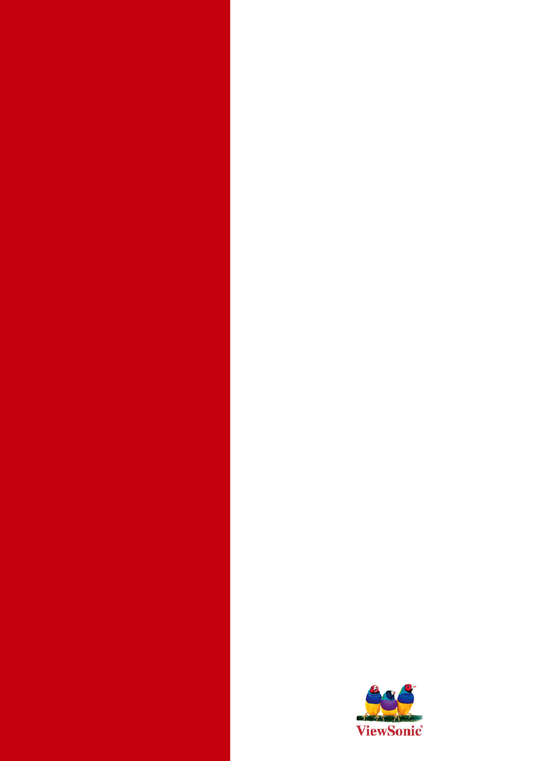ViewSonic®